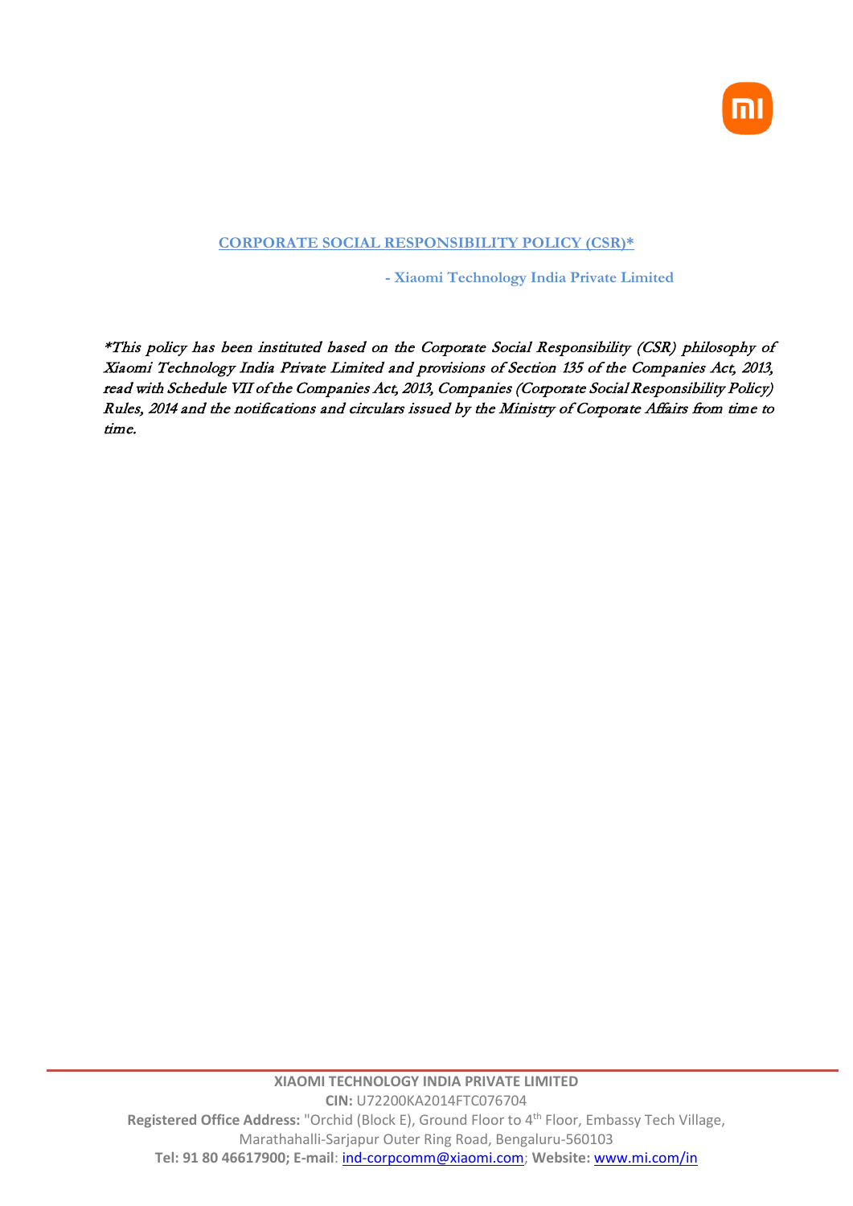# CORPORATE SOCIAL RESPONSIBILITY POLICY (CSR)*

**- Xiaomi Technology India Private Limited**

*\*This policy has been instituted based on the Corporate Social Responsibility (CSR) philosophy of Xiaomi Technology India Private Limited and provisions of Section 135 of the Companies Act, 2013, read with Schedule VII of the Companies Act, 2013, Companies (Corporate Social Responsibility Policy) Rules, 2014 and the notifications and circulars issued by the Ministry of Corporate Affairs from time to time.*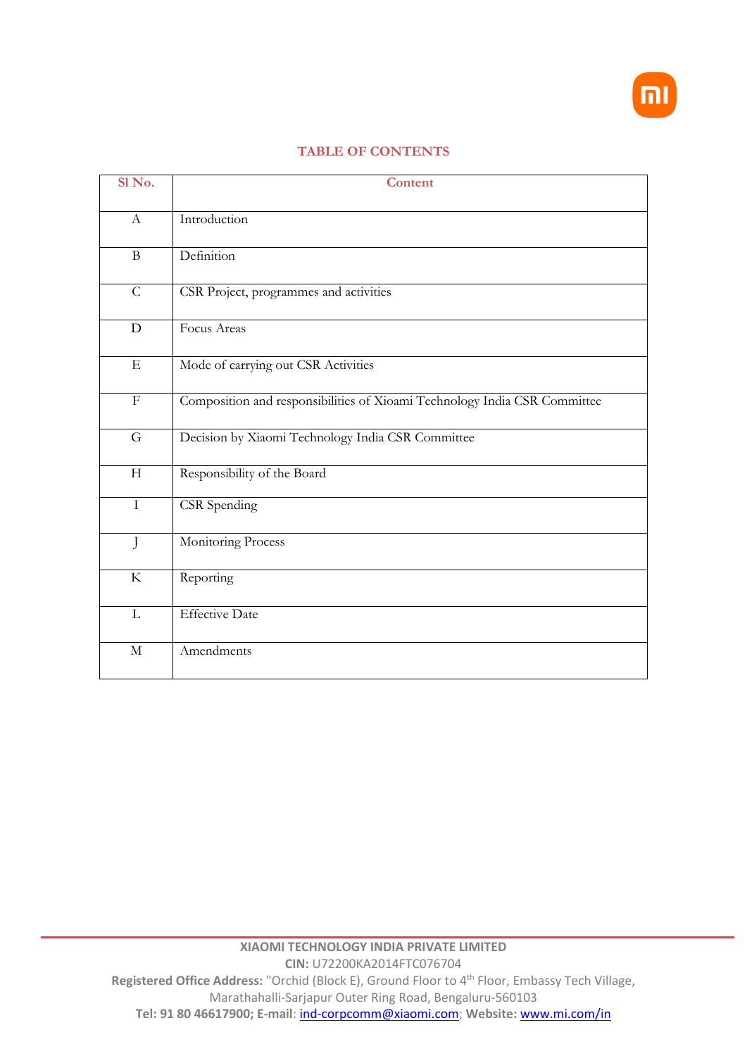## TABLE OF CONTENTS

| Sl No. | Content |
|---|---|
| A | Introduction |
| B | Definition |
| C | CSR Project, programmes and activities |
| D | Focus Areas |
| E | Mode of carrying out CSR Activities |
| F | Composition and responsibilities of Xioami Technology India CSR Committee |
| G | Decision by Xiaomi Technology India CSR Committee |
| H | Responsibility of the Board |
| I | CSR Spending |
| J | Monitoring Process |
| K | Reporting |
| L | Effective Date |
| M | Amendments |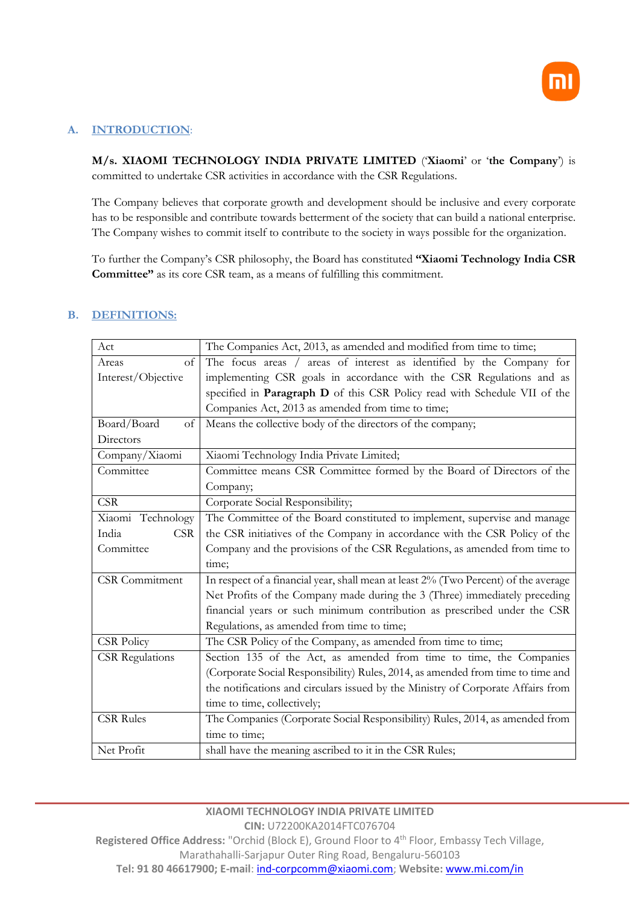## A. INTRODUCTION:

**M/s. XIAOMI TECHNOLOGY INDIA PRIVATE LIMITED** ('**Xiaomi**' or '**the Company**') is committed to undertake CSR activities in accordance with the CSR Regulations.

The Company believes that corporate growth and development should be inclusive and every corporate has to be responsible and contribute towards betterment of the society that can build a national enterprise. The Company wishes to commit itself to contribute to the society in ways possible for the organization.

To further the Company's CSR philosophy, the Board has constituted **"Xiaomi Technology India CSR Committee"** as its core CSR team, as a means of fulfilling this commitment.

## B. DEFINITIONS:

| Term | Definition |
|---|---|
| Act | The Companies Act, 2013, as amended and modified from time to time; |
| Areas of Interest/Objective | The focus areas / areas of interest as identified by the Company for implementing CSR goals in accordance with the CSR Regulations and as specified in **Paragraph D** of this CSR Policy read with Schedule VII of the Companies Act, 2013 as amended from time to time; |
| Board/Board of Directors | Means the collective body of the directors of the company; |
| Company/Xiaomi | Xiaomi Technology India Private Limited; |
| Committee | Committee means CSR Committee formed by the Board of Directors of the Company; |
| CSR | Corporate Social Responsibility; |
| Xiaomi Technology India CSR Committee | The Committee of the Board constituted to implement, supervise and manage the CSR initiatives of the Company in accordance with the CSR Policy of the Company and the provisions of the CSR Regulations, as amended from time to time; |
| CSR Commitment | In respect of a financial year, shall mean at least 2% (Two Percent) of the average Net Profits of the Company made during the 3 (Three) immediately preceding financial years or such minimum contribution as prescribed under the CSR Regulations, as amended from time to time; |
| CSR Policy | The CSR Policy of the Company, as amended from time to time; |
| CSR Regulations | Section 135 of the Act, as amended from time to time, the Companies (Corporate Social Responsibility) Rules, 2014, as amended from time to time and the notifications and circulars issued by the Ministry of Corporate Affairs from time to time, collectively; |
| CSR Rules | The Companies (Corporate Social Responsibility) Rules, 2014, as amended from time to time; |
| Net Profit | shall have the meaning ascribed to it in the CSR Rules; |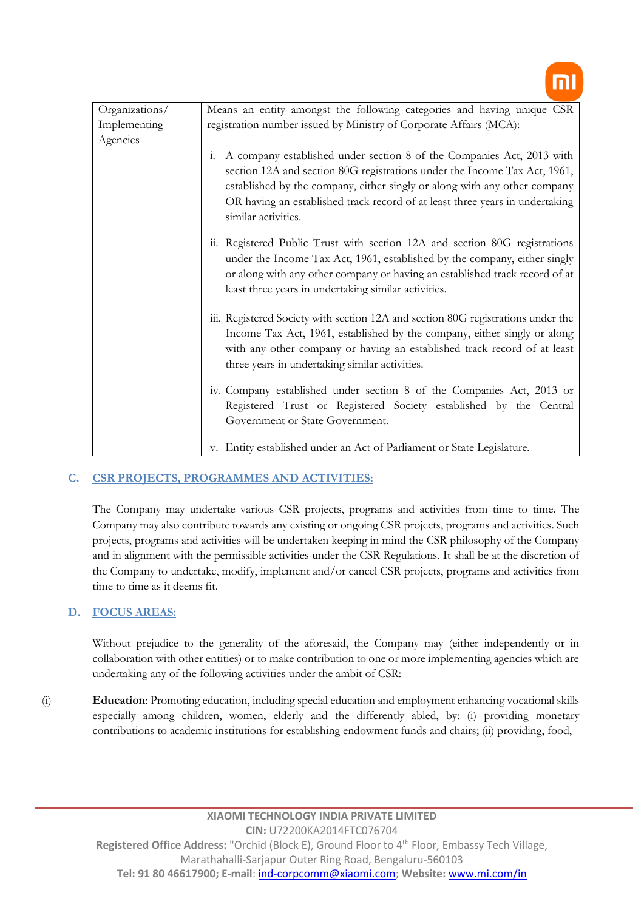| Organizations/ Implementing Agencies | Means an entity amongst the following categories and having unique CSR registration number issued by Ministry of Corporate Affairs (MCA):<br><br>i. A company established under section 8 of the Companies Act, 2013 with section 12A and section 80G registrations under the Income Tax Act, 1961, established by the company, either singly or along with any other company OR having an established track record of at least three years in undertaking similar activities.<br><br>ii. Registered Public Trust with section 12A and section 80G registrations under the Income Tax Act, 1961, established by the company, either singly or along with any other company or having an established track record of at least three years in undertaking similar activities.<br><br>iii. Registered Society with section 12A and section 80G registrations under the Income Tax Act, 1961, established by the company, either singly or along with any other company or having an established track record of at least three years in undertaking similar activities.<br><br>iv. Company established under section 8 of the Companies Act, 2013 or Registered Trust or Registered Society established by the Central Government or State Government.<br><br>v. Entity established under an Act of Parliament or State Legislature. |
|---|---|

## C. CSR PROJECTS, PROGRAMMES AND ACTIVITIES:

The Company may undertake various CSR projects, programs and activities from time to time. The Company may also contribute towards any existing or ongoing CSR projects, programs and activities. Such projects, programs and activities will be undertaken keeping in mind the CSR philosophy of the Company and in alignment with the permissible activities under the CSR Regulations. It shall be at the discretion of the Company to undertake, modify, implement and/or cancel CSR projects, programs and activities from time to time as it deems fit.

## D. FOCUS AREAS:

Without prejudice to the generality of the aforesaid, the Company may (either independently or in collaboration with other entities) or to make contribution to one or more implementing agencies which are undertaking any of the following activities under the ambit of CSR:

(i) **Education**: Promoting education, including special education and employment enhancing vocational skills especially among children, women, elderly and the differently abled, by: (i) providing monetary contributions to academic institutions for establishing endowment funds and chairs; (ii) providing, food,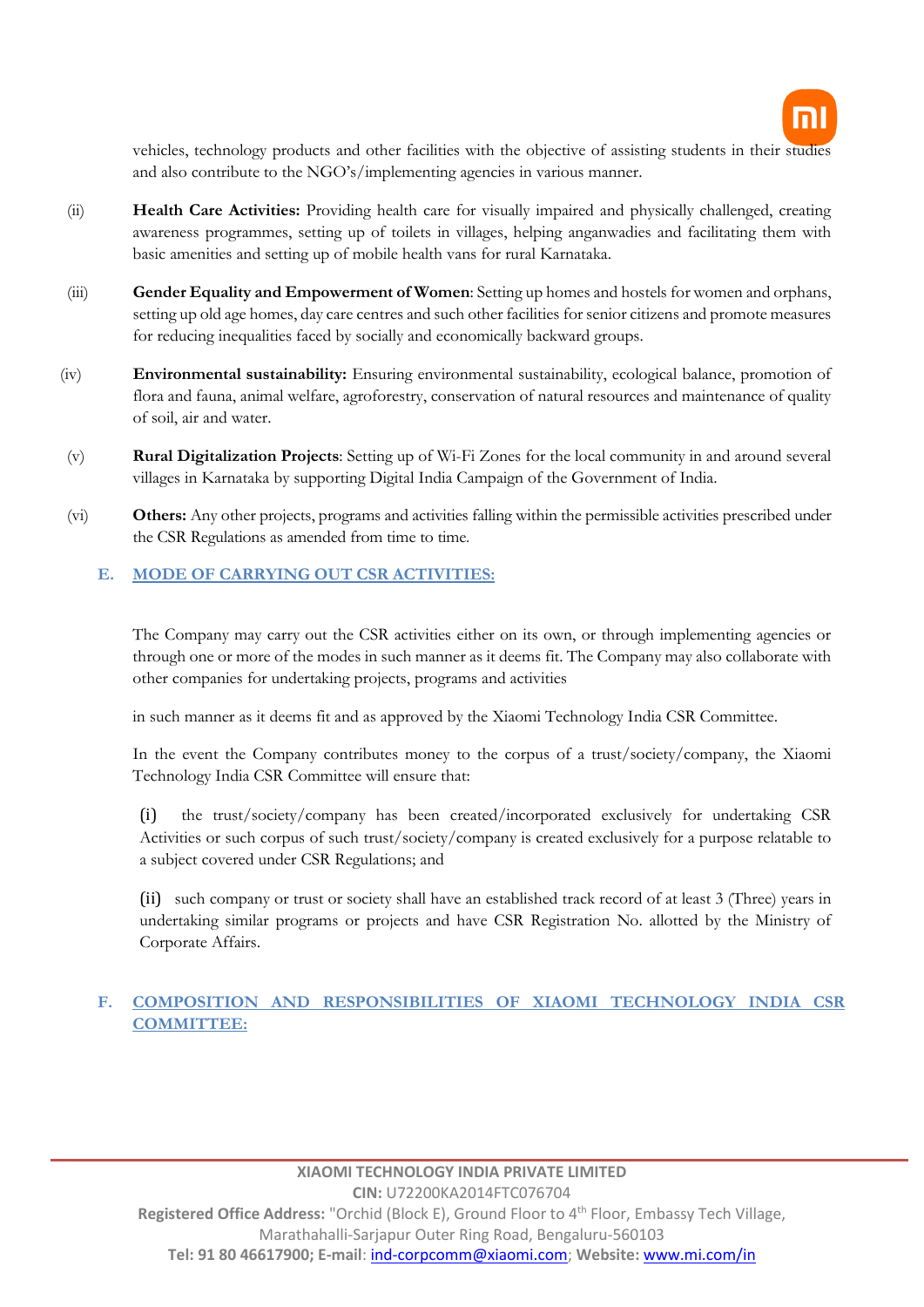vehicles, technology products and other facilities with the objective of assisting students in their studies and also contribute to the NGO's/implementing agencies in various manner.

(ii) **Health Care Activities:** Providing health care for visually impaired and physically challenged, creating awareness programmes, setting up of toilets in villages, helping anganwadies and facilitating them with basic amenities and setting up of mobile health vans for rural Karnataka.

(iii) **Gender Equality and Empowerment of Women**: Setting up homes and hostels for women and orphans, setting up old age homes, day care centres and such other facilities for senior citizens and promote measures for reducing inequalities faced by socially and economically backward groups.

(iv) **Environmental sustainability:** Ensuring environmental sustainability, ecological balance, promotion of flora and fauna, animal welfare, agroforestry, conservation of natural resources and maintenance of quality of soil, air and water.

(v) **Rural Digitalization Projects**: Setting up of Wi-Fi Zones for the local community in and around several villages in Karnataka by supporting Digital India Campaign of the Government of India.

(vi) **Others:** Any other projects, programs and activities falling within the permissible activities prescribed under the CSR Regulations as amended from time to time.

## E. MODE OF CARRYING OUT CSR ACTIVITIES:

The Company may carry out the CSR activities either on its own, or through implementing agencies or through one or more of the modes in such manner as it deems fit. The Company may also collaborate with other companies for undertaking projects, programs and activities

in such manner as it deems fit and as approved by the Xiaomi Technology India CSR Committee.

In the event the Company contributes money to the corpus of a trust/society/company, the Xiaomi Technology India CSR Committee will ensure that:

(i) the trust/society/company has been created/incorporated exclusively for undertaking CSR Activities or such corpus of such trust/society/company is created exclusively for a purpose relatable to a subject covered under CSR Regulations; and

(ii) such company or trust or society shall have an established track record of at least 3 (Three) years in undertaking similar programs or projects and have CSR Registration No. allotted by the Ministry of Corporate Affairs.

## F. COMPOSITION AND RESPONSIBILITIES OF XIAOMI TECHNOLOGY INDIA CSR COMMITTEE: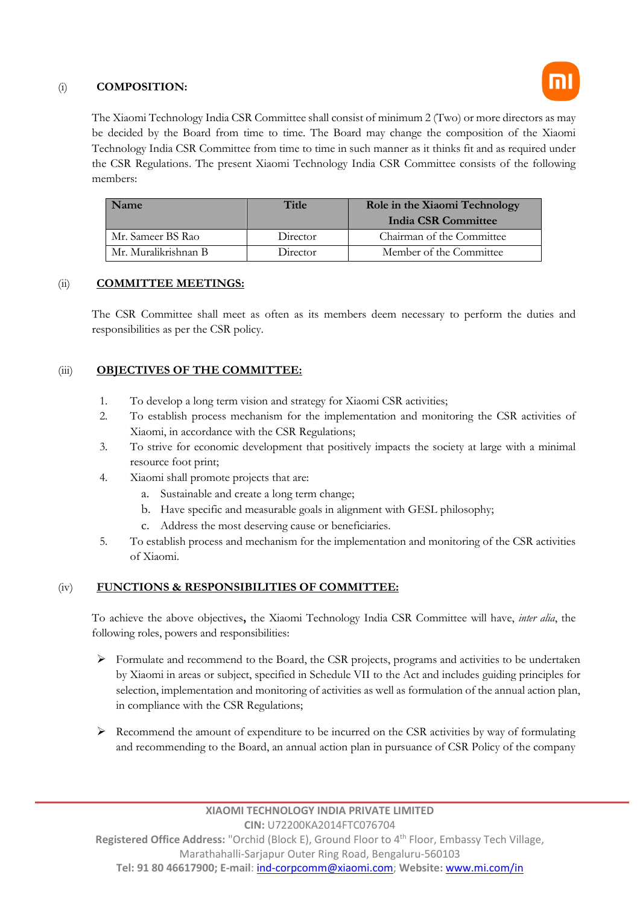(i) **COMPOSITION:**

The Xiaomi Technology India CSR Committee shall consist of minimum 2 (Two) or more directors as may be decided by the Board from time to time. The Board may change the composition of the Xiaomi Technology India CSR Committee from time to time in such manner as it thinks fit and as required under the CSR Regulations. The present Xiaomi Technology India CSR Committee consists of the following members:

| Name | Title | Role in the Xiaomi Technology India CSR Committee |
|---|---|---|
| Mr. Sameer BS Rao | Director | Chairman of the Committee |
| Mr. Muralikrishnan B | Director | Member of the Committee |

(ii) **COMMITTEE MEETINGS:**

The CSR Committee shall meet as often as its members deem necessary to perform the duties and responsibilities as per the CSR policy.

(iii) **OBJECTIVES OF THE COMMITTEE:**

1. To develop a long term vision and strategy for Xiaomi CSR activities;
2. To establish process mechanism for the implementation and monitoring the CSR activities of Xiaomi, in accordance with the CSR Regulations;
3. To strive for economic development that positively impacts the society at large with a minimal resource foot print;
4. Xiaomi shall promote projects that are:
   a. Sustainable and create a long term change;
   b. Have specific and measurable goals in alignment with GESL philosophy;
   c. Address the most deserving cause or beneficiaries.
5. To establish process and mechanism for the implementation and monitoring of the CSR activities of Xiaomi.

(iv) **FUNCTIONS & RESPONSIBILITIES OF COMMITTEE:**

To achieve the above objectives**,** the Xiaomi Technology India CSR Committee will have, *inter alia*, the following roles, powers and responsibilities:

- Formulate and recommend to the Board, the CSR projects, programs and activities to be undertaken by Xiaomi in areas or subject, specified in Schedule VII to the Act and includes guiding principles for selection, implementation and monitoring of activities as well as formulation of the annual action plan, in compliance with the CSR Regulations;

- Recommend the amount of expenditure to be incurred on the CSR activities by way of formulating and recommending to the Board, an annual action plan in pursuance of CSR Policy of the company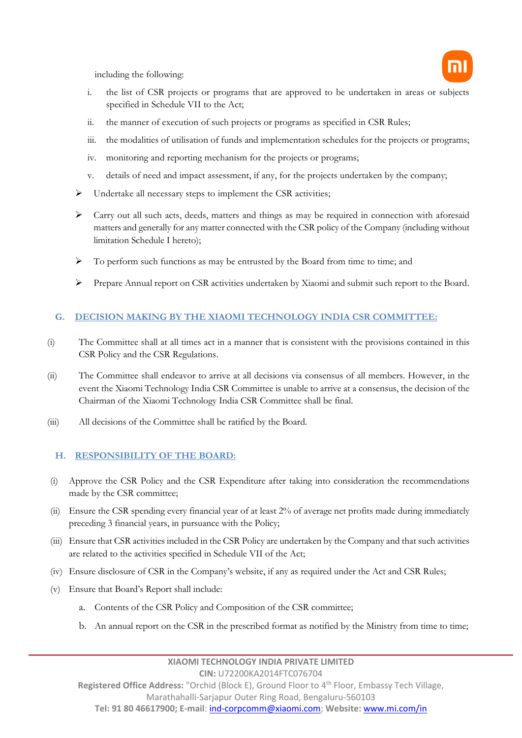including the following:

i. the list of CSR projects or programs that are approved to be undertaken in areas or subjects specified in Schedule VII to the Act;

ii. the manner of execution of such projects or programs as specified in CSR Rules;

iii. the modalities of utilisation of funds and implementation schedules for the projects or programs;

iv. monitoring and reporting mechanism for the projects or programs;

v. details of need and impact assessment, if any, for the projects undertaken by the company;

- Undertake all necessary steps to implement the CSR activities;
- Carry out all such acts, deeds, matters and things as may be required in connection with aforesaid matters and generally for any matter connected with the CSR policy of the Company (including without limitation Schedule I hereto);
- To perform such functions as may be entrusted by the Board from time to time; and
- Prepare Annual report on CSR activities undertaken by Xiaomi and submit such report to the Board.

## G. DECISION MAKING BY THE XIAOMI TECHNOLOGY INDIA CSR COMMITTEE:

(i) The Committee shall at all times act in a manner that is consistent with the provisions contained in this CSR Policy and the CSR Regulations.

(ii) The Committee shall endeavor to arrive at all decisions via consensus of all members. However, in the event the Xiaomi Technology India CSR Committee is unable to arrive at a consensus, the decision of the Chairman of the Xiaomi Technology India CSR Committee shall be final.

(iii) All decisions of the Committee shall be ratified by the Board.

## H. RESPONSIBILITY OF THE BOARD:

(i) Approve the CSR Policy and the CSR Expenditure after taking into consideration the recommendations made by the CSR committee;

(ii) Ensure the CSR spending every financial year of at least 2% of average net profits made during immediately preceding 3 financial years, in pursuance with the Policy;

(iii) Ensure that CSR activities included in the CSR Policy are undertaken by the Company and that such activities are related to the activities specified in Schedule VII of the Act;

(iv) Ensure disclosure of CSR in the Company's website, if any as required under the Act and CSR Rules;

(v) Ensure that Board's Report shall include:

a. Contents of the CSR Policy and Composition of the CSR committee;

b. An annual report on the CSR in the prescribed format as notified by the Ministry from time to time;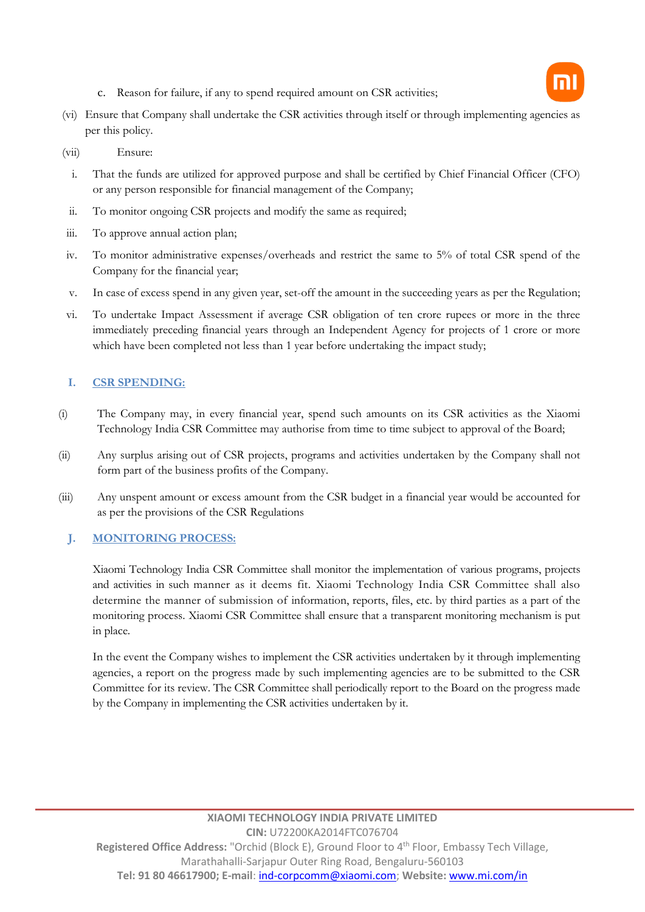c. Reason for failure, if any to spend required amount on CSR activities;

(vi) Ensure that Company shall undertake the CSR activities through itself or through implementing agencies as per this policy.

(vii) Ensure:

i. That the funds are utilized for approved purpose and shall be certified by Chief Financial Officer (CFO) or any person responsible for financial management of the Company;

ii. To monitor ongoing CSR projects and modify the same as required;

iii. To approve annual action plan;

iv. To monitor administrative expenses/overheads and restrict the same to 5% of total CSR spend of the Company for the financial year;

v. In case of excess spend in any given year, set-off the amount in the succeeding years as per the Regulation;

vi. To undertake Impact Assessment if average CSR obligation of ten crore rupees or more in the three immediately preceding financial years through an Independent Agency for projects of 1 crore or more which have been completed not less than 1 year before undertaking the impact study;

## I. CSR SPENDING:

(i) The Company may, in every financial year, spend such amounts on its CSR activities as the Xiaomi Technology India CSR Committee may authorise from time to time subject to approval of the Board;

(ii) Any surplus arising out of CSR projects, programs and activities undertaken by the Company shall not form part of the business profits of the Company.

(iii) Any unspent amount or excess amount from the CSR budget in a financial year would be accounted for as per the provisions of the CSR Regulations

## J. MONITORING PROCESS:

Xiaomi Technology India CSR Committee shall monitor the implementation of various programs, projects and activities in such manner as it deems fit. Xiaomi Technology India CSR Committee shall also determine the manner of submission of information, reports, files, etc. by third parties as a part of the monitoring process. Xiaomi CSR Committee shall ensure that a transparent monitoring mechanism is put in place.

In the event the Company wishes to implement the CSR activities undertaken by it through implementing agencies, a report on the progress made by such implementing agencies are to be submitted to the CSR Committee for its review. The CSR Committee shall periodically report to the Board on the progress made by the Company in implementing the CSR activities undertaken by it.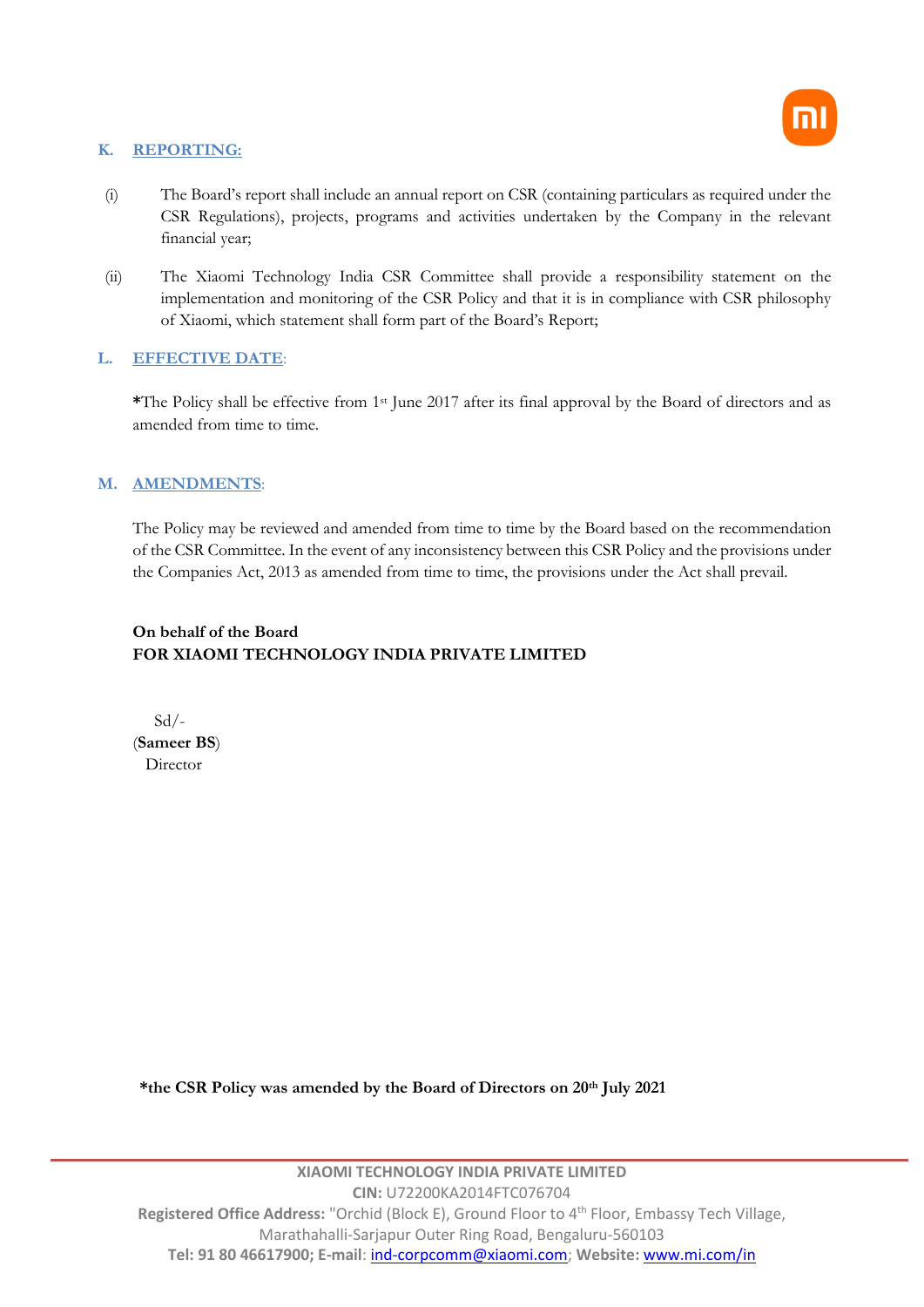## K. REPORTING:

(i) The Board's report shall include an annual report on CSR (containing particulars as required under the CSR Regulations), projects, programs and activities undertaken by the Company in the relevant financial year;

(ii) The Xiaomi Technology India CSR Committee shall provide a responsibility statement on the implementation and monitoring of the CSR Policy and that it is in compliance with CSR philosophy of Xiaomi, which statement shall form part of the Board's Report;

## L. EFFECTIVE DATE:

**\***The Policy shall be effective from 1st June 2017 after its final approval by the Board of directors and as amended from time to time.

## M. AMENDMENTS:

The Policy may be reviewed and amended from time to time by the Board based on the recommendation of the CSR Committee. In the event of any inconsistency between this CSR Policy and the provisions under the Companies Act, 2013 as amended from time to time, the provisions under the Act shall prevail.

**On behalf of the Board**
**FOR XIAOMI TECHNOLOGY INDIA PRIVATE LIMITED**

Sd/-
(**Sameer BS**)
Director

**\*the CSR Policy was amended by the Board of Directors on 20th July 2021**

**XIAOMI TECHNOLOGY INDIA PRIVATE LIMITED**
**CIN:** U72200KA2014FTC076704
**Registered Office Address:** "Orchid (Block E), Ground Floor to 4th Floor, Embassy Tech Village, Marathahalli-Sarjapur Outer Ring Road, Bengaluru-560103
**Tel: 91 80 46617900; E-mail**: ind-corpcomm@xiaomi.com; **Website:** www.mi.com/in